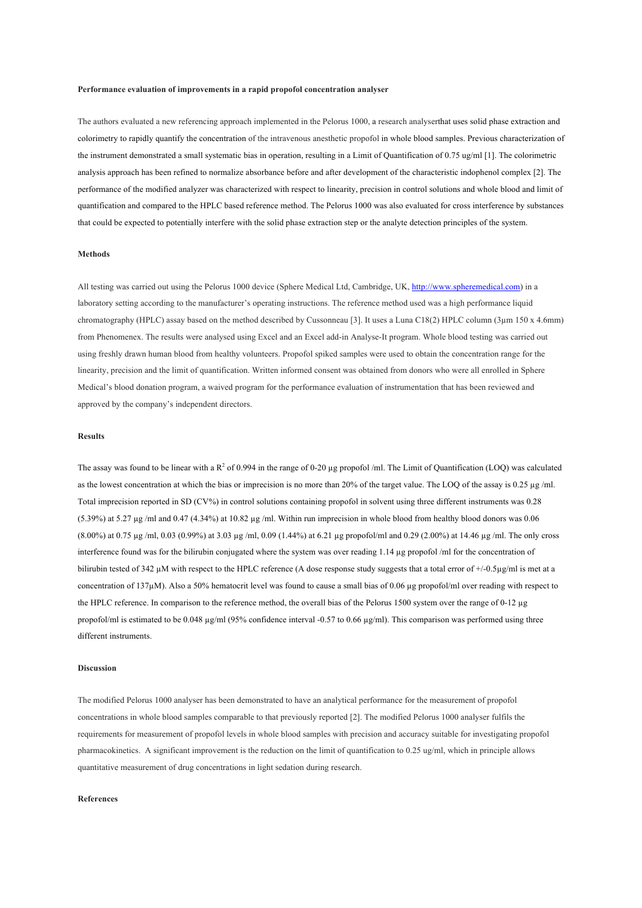**Performance evaluation of improvements in a rapid propofol concentration analyser**

The authors evaluated a new referencing approach implemented in the Pelorus 1000, a research analyserthat uses solid phase extraction and colorimetry to rapidly quantify the concentration of the intravenous anesthetic propofol in whole blood samples. Previous characterization of the instrument demonstrated a small systematic bias in operation, resulting in a Limit of Quantification of 0.75 ug/ml [1]. The colorimetric analysis approach has been refined to normalize absorbance before and after development of the characteristic indophenol complex [2]. The performance of the modified analyzer was characterized with respect to linearity, precision in control solutions and whole blood and limit of quantification and compared to the HPLC based reference method. The Pelorus 1000 was also evaluated for cross interference by substances that could be expected to potentially interfere with the solid phase extraction step or the analyte detection principles of the system.

**Methods**

All testing was carried out using the Pelorus 1000 device (Sphere Medical Ltd, Cambridge, UK, http://www.spheremedical.com) in a laboratory setting according to the manufacturer's operating instructions. The reference method used was a high performance liquid chromatography (HPLC) assay based on the method described by Cussonneau [3]. It uses a Luna C18(2) HPLC column (3µm 150 x 4.6mm) from Phenomenex. The results were analysed using Excel and an Excel add-in Analyse-It program. Whole blood testing was carried out using freshly drawn human blood from healthy volunteers. Propofol spiked samples were used to obtain the concentration range for the linearity, precision and the limit of quantification. Written informed consent was obtained from donors who were all enrolled in Sphere Medical's blood donation program, a waived program for the performance evaluation of instrumentation that has been reviewed and approved by the company's independent directors.

**Results**

The assay was found to be linear with a $R^2$ of 0.994 in the range of 0-20 µg propofol /ml. The Limit of Quantification (LOQ) was calculated as the lowest concentration at which the bias or imprecision is no more than 20% of the target value. The LOQ of the assay is 0.25 µg /ml. Total imprecision reported in SD (CV%) in control solutions containing propofol in solvent using three different instruments was 0.28 (5.39%) at 5.27 µg /ml and 0.47 (4.34%) at 10.82 µg /ml. Within run imprecision in whole blood from healthy blood donors was 0.06 (8.00%) at 0.75 µg /ml, 0.03 (0.99%) at 3.03 µg /ml, 0.09 (1.44%) at 6.21 µg propofol/ml and 0.29 (2.00%) at 14.46 µg /ml. The only cross interference found was for the bilirubin conjugated where the system was over reading 1.14 µg propofol /ml for the concentration of bilirubin tested of 342 µM with respect to the HPLC reference (A dose response study suggests that a total error of +/-0.5µg/ml is met at a concentration of 137µM). Also a 50% hematocrit level was found to cause a small bias of 0.06 µg propofol/ml over reading with respect to the HPLC reference. In comparison to the reference method, the overall bias of the Pelorus 1500 system over the range of 0-12 µg propofol/ml is estimated to be 0.048 µg/ml (95% confidence interval -0.57 to 0.66 µg/ml). This comparison was performed using three different instruments.

**Discussion**

The modified Pelorus 1000 analyser has been demonstrated to have an analytical performance for the measurement of propofol concentrations in whole blood samples comparable to that previously reported [2]. The modified Pelorus 1000 analyser fulfils the requirements for measurement of propofol levels in whole blood samples with precision and accuracy suitable for investigating propofol pharmacokinetics. A significant improvement is the reduction on the limit of quantification to 0.25 ug/ml, which in principle allows quantitative measurement of drug concentrations in light sedation during research.

**References**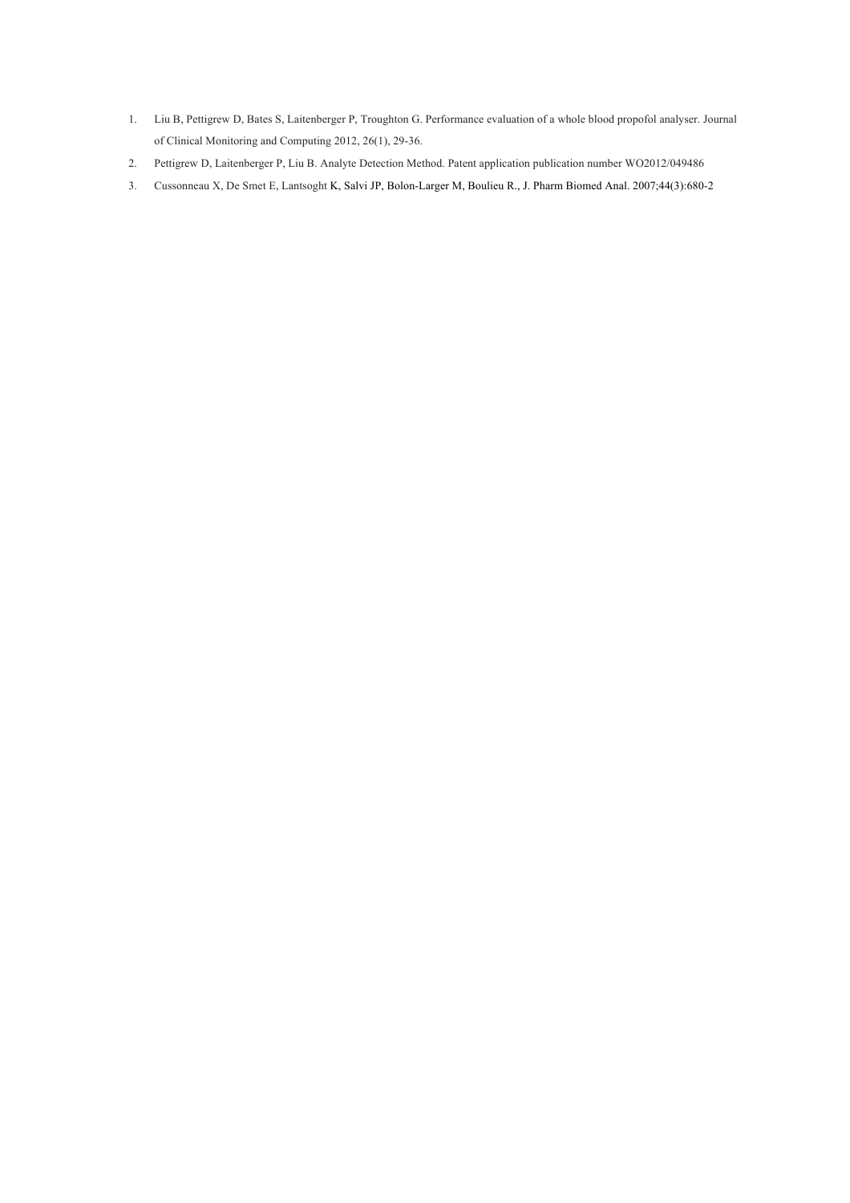1. Liu B, Pettigrew D, Bates S, Laitenberger P, Troughton G. Performance evaluation of a whole blood propofol analyser. Journal of Clinical Monitoring and Computing 2012, 26(1), 29-36.
2. Pettigrew D, Laitenberger P, Liu B. Analyte Detection Method. Patent application publication number WO2012/049486
3. Cussonneau X, De Smet E, Lantsoght K, Salvi JP, Bolon-Larger M, Boulieu R., J. Pharm Biomed Anal. 2007;44(3):680-2